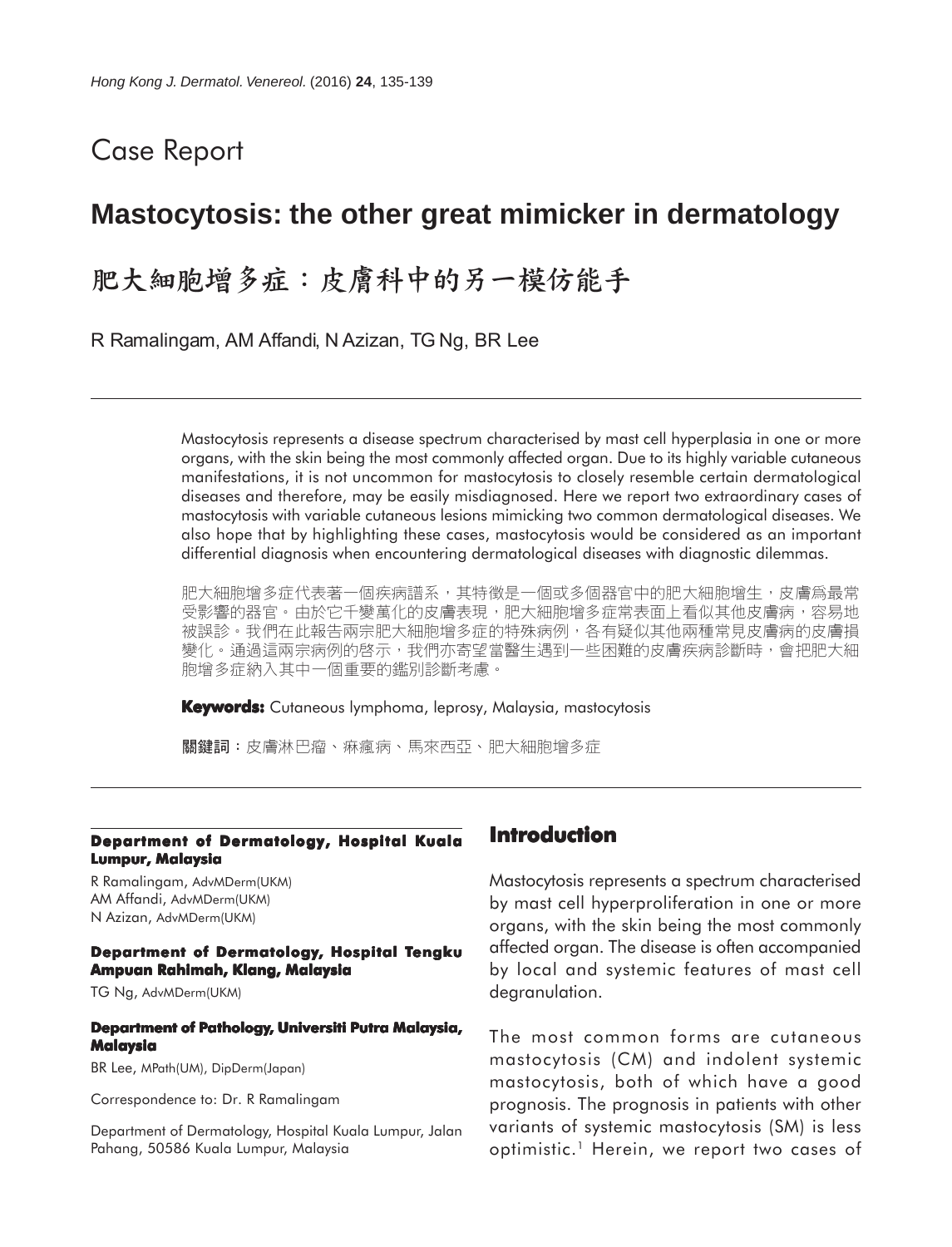Case Report

# Mastocytosis: the other great mimicker in dermatology

# 肥大細胞增多症：皮膚科中的另一模仿能手

R Ramalingam, AM Affandi, N Azizan, TG Ng, BR Lee

Mastocytosis represents a disease spectrum characterised by mast cell hyperplasia in one or more organs, with the skin being the most commonly affected organ. Due to its highly variable cutaneous manifestations, it is not uncommon for mastocytosis to closely resemble certain dermatological diseases and therefore, may be easily misdiagnosed. Here we report two extraordinary cases of mastocytosis with variable cutaneous lesions mimicking two common dermatological diseases. We also hope that by highlighting these cases, mastocytosis would be considered as an important differential diagnosis when encountering dermatological diseases with diagnostic dilemmas.

肥大細胞增多症代表著一個疾病譜系，其特徵是一個或多個器官中的肥大細胞增生，皮膚爲最常受影響的器官。由於它千變萬化的皮膚表現，肥大細胞增多症常表面上看似其他皮膚病，容易地被誤診。我們在此報告兩宗肥大細胞增多症的特殊病例，各有疑似其他兩種常見皮膚病的皮膚損變化。通過這兩宗病例的啓示，我們亦寄望當醫生遇到一些困難的皮膚疾病診斷時，會把肥大細胞增多症納入其中一個重要的鑑別診斷考慮。

**Keywords:** Cutaneous lymphoma, leprosy, Malaysia, mastocytosis

**關鍵詞**：皮膚淋巴瘤、痲瘋病、馬來西亞、肥大細胞增多症

**Department of Dermatology, Hospital Kuala Lumpur, Malaysia**

R Ramalingam, AdvMDerm(UKM)
AM Affandi, AdvMDerm(UKM)
N Azizan, AdvMDerm(UKM)

**Department of Dermatology, Hospital Tengku Ampuan Rahimah, Klang, Malaysia**

TG Ng, AdvMDerm(UKM)

**Department of Pathology, Universiti Putra Malaysia, Malaysia**

BR Lee, MPath(UM), DipDerm(Japan)

Correspondence to: Dr. R Ramalingam

Department of Dermatology, Hospital Kuala Lumpur, Jalan Pahang, 50586 Kuala Lumpur, Malaysia

## Introduction

Mastocytosis represents a spectrum characterised by mast cell hyperproliferation in one or more organs, with the skin being the most commonly affected organ. The disease is often accompanied by local and systemic features of mast cell degranulation.

The most common forms are cutaneous mastocytosis (CM) and indolent systemic mastocytosis, both of which have a good prognosis. The prognosis in patients with other variants of systemic mastocytosis (SM) is less optimistic.[1] Herein, we report two cases of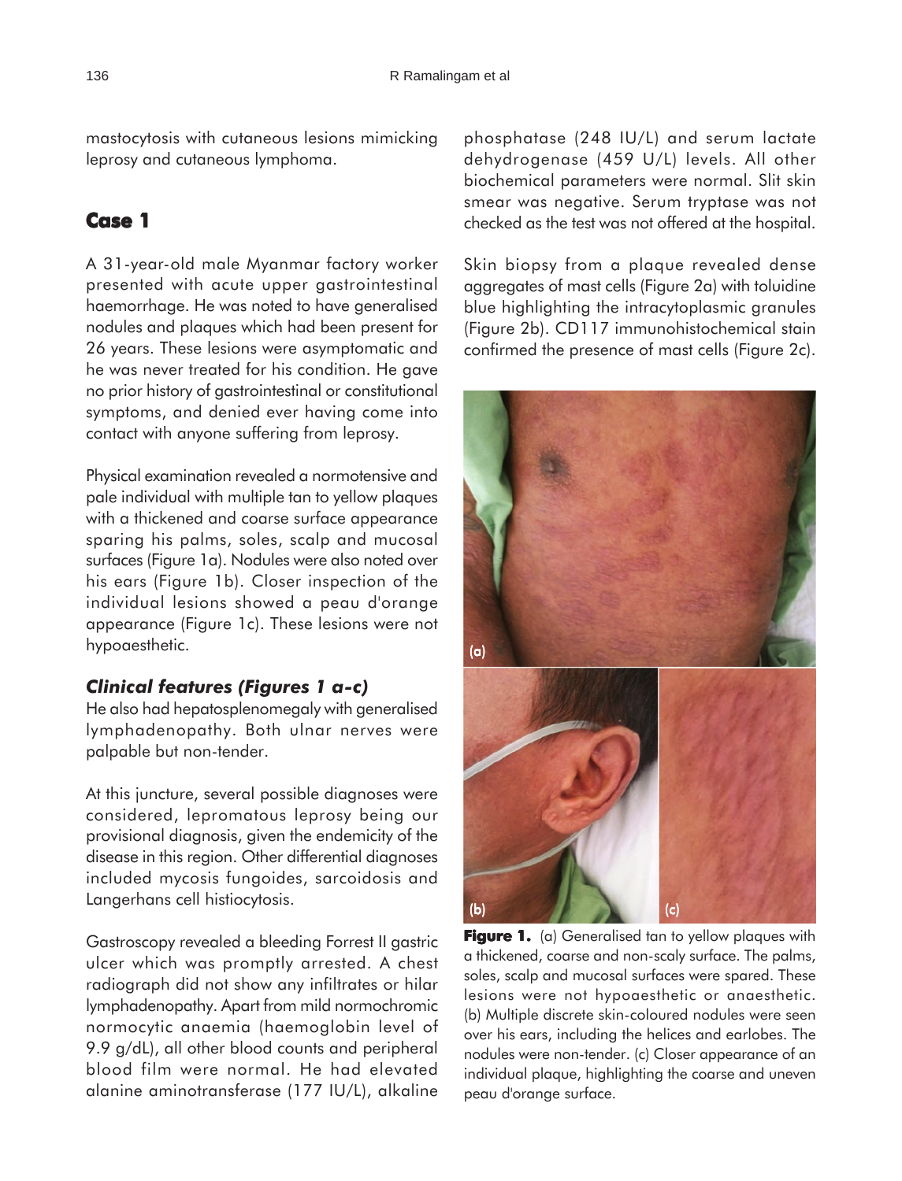mastocytosis with cutaneous lesions mimicking leprosy and cutaneous lymphoma.

## Case 1

A 31-year-old male Myanmar factory worker presented with acute upper gastrointestinal haemorrhage. He was noted to have generalised nodules and plaques which had been present for 26 years. These lesions were asymptomatic and he was never treated for his condition. He gave no prior history of gastrointestinal or constitutional symptoms, and denied ever having come into contact with anyone suffering from leprosy.

Physical examination revealed a normotensive and pale individual with multiple tan to yellow plaques with a thickened and coarse surface appearance sparing his palms, soles, scalp and mucosal surfaces (Figure 1a). Nodules were also noted over his ears (Figure 1b). Closer inspection of the individual lesions showed a peau d'orange appearance (Figure 1c). These lesions were not hypoaesthetic.

### *Clinical features (Figures 1 a-c)*

He also had hepatosplenomegaly with generalised lymphadenopathy. Both ulnar nerves were palpable but non-tender.

At this juncture, several possible diagnoses were considered, lepromatous leprosy being our provisional diagnosis, given the endemicity of the disease in this region. Other differential diagnoses included mycosis fungoides, sarcoidosis and Langerhans cell histiocytosis.

Gastroscopy revealed a bleeding Forrest II gastric ulcer which was promptly arrested. A chest radiograph did not show any infiltrates or hilar lymphadenopathy. Apart from mild normochromic normocytic anaemia (haemoglobin level of 9.9 g/dL), all other blood counts and peripheral blood film were normal. He had elevated alanine aminotransferase (177 IU/L), alkaline phosphatase (248 IU/L) and serum lactate dehydrogenase (459 U/L) levels. All other biochemical parameters were normal. Slit skin smear was negative. Serum tryptase was not checked as the test was not offered at the hospital.

Skin biopsy from a plaque revealed dense aggregates of mast cells (Figure 2a) with toluidine blue highlighting the intracytoplasmic granules (Figure 2b). CD117 immunohistochemical stain confirmed the presence of mast cells (Figure 2c).

**Figure 1.** (a) Generalised tan to yellow plaques with a thickened, coarse and non-scaly surface. The palms, soles, scalp and mucosal surfaces were spared. These lesions were not hypoaesthetic or anaesthetic. (b) Multiple discrete skin-coloured nodules were seen over his ears, including the helices and earlobes. The nodules were non-tender. (c) Closer appearance of an individual plaque, highlighting the coarse and uneven peau d'orange surface.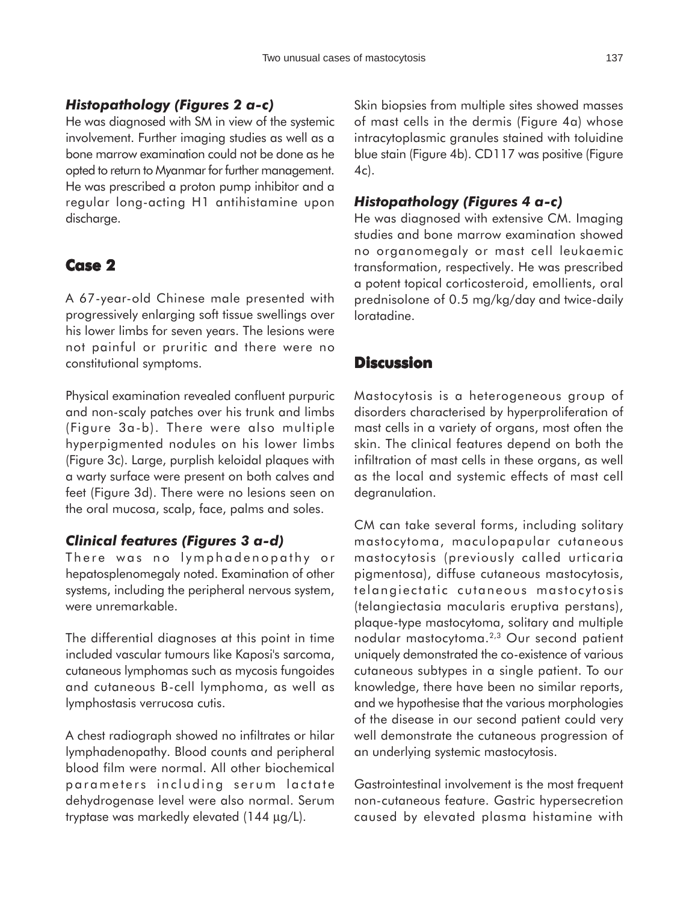### *Histopathology (Figures 2 a-c)*

He was diagnosed with SM in view of the systemic involvement. Further imaging studies as well as a bone marrow examination could not be done as he opted to return to Myanmar for further management. He was prescribed a proton pump inhibitor and a regular long-acting H1 antihistamine upon discharge.

## Case 2

A 67-year-old Chinese male presented with progressively enlarging soft tissue swellings over his lower limbs for seven years. The lesions were not painful or pruritic and there were no constitutional symptoms.

Physical examination revealed confluent purpuric and non-scaly patches over his trunk and limbs (Figure 3a-b). There were also multiple hyperpigmented nodules on his lower limbs (Figure 3c). Large, purplish keloidal plaques with a warty surface were present on both calves and feet (Figure 3d). There were no lesions seen on the oral mucosa, scalp, face, palms and soles.

### *Clinical features (Figures 3 a-d)*

There was no lymphadenopathy or hepatosplenomegaly noted. Examination of other systems, including the peripheral nervous system, were unremarkable.

The differential diagnoses at this point in time included vascular tumours like Kaposi's sarcoma, cutaneous lymphomas such as mycosis fungoides and cutaneous B-cell lymphoma, as well as lymphostasis verrucosa cutis.

A chest radiograph showed no infiltrates or hilar lymphadenopathy. Blood counts and peripheral blood film were normal. All other biochemical parameters including serum lactate dehydrogenase level were also normal. Serum tryptase was markedly elevated (144 µg/L).

Skin biopsies from multiple sites showed masses of mast cells in the dermis (Figure 4a) whose intracytoplasmic granules stained with toluidine blue stain (Figure 4b). CD117 was positive (Figure 4c).

### *Histopathology (Figures 4 a-c)*

He was diagnosed with extensive CM. Imaging studies and bone marrow examination showed no organomegaly or mast cell leukaemic transformation, respectively. He was prescribed a potent topical corticosteroid, emollients, oral prednisolone of 0.5 mg/kg/day and twice-daily loratadine.

## Discussion

Mastocytosis is a heterogeneous group of disorders characterised by hyperproliferation of mast cells in a variety of organs, most often the skin. The clinical features depend on both the infiltration of mast cells in these organs, as well as the local and systemic effects of mast cell degranulation.

CM can take several forms, including solitary mastocytoma, maculopapular cutaneous mastocytosis (previously called urticaria pigmentosa), diffuse cutaneous mastocytosis, telangiectatic cutaneous mastocytosis (telangiectasia macularis eruptiva perstans), plaque-type mastocytoma, solitary and multiple nodular mastocytoma.[2,3] Our second patient uniquely demonstrated the co-existence of various cutaneous subtypes in a single patient. To our knowledge, there have been no similar reports, and we hypothesise that the various morphologies of the disease in our second patient could very well demonstrate the cutaneous progression of an underlying systemic mastocytosis.

Gastrointestinal involvement is the most frequent non-cutaneous feature. Gastric hypersecretion caused by elevated plasma histamine with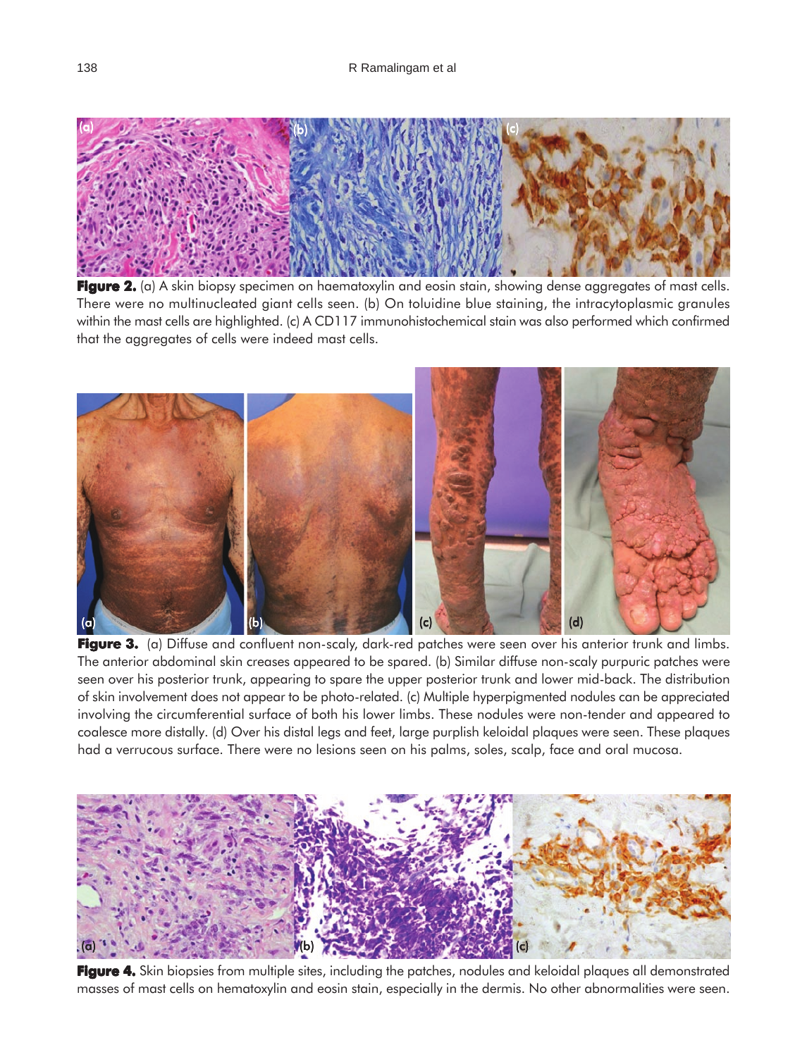**Figure 2.** (a) A skin biopsy specimen on haematoxylin and eosin stain, showing dense aggregates of mast cells. There were no multinucleated giant cells seen. (b) On toluidine blue staining, the intracytoplasmic granules within the mast cells are highlighted. (c) A CD117 immunohistochemical stain was also performed which confirmed that the aggregates of cells were indeed mast cells.

**Figure 3.** (a) Diffuse and confluent non-scaly, dark-red patches were seen over his anterior trunk and limbs. The anterior abdominal skin creases appeared to be spared. (b) Similar diffuse non-scaly purpuric patches were seen over his posterior trunk, appearing to spare the upper posterior trunk and lower mid-back. The distribution of skin involvement does not appear to be photo-related. (c) Multiple hyperpigmented nodules can be appreciated involving the circumferential surface of both his lower limbs. These nodules were non-tender and appeared to coalesce more distally. (d) Over his distal legs and feet, large purplish keloidal plaques were seen. These plaques had a verrucous surface. There were no lesions seen on his palms, soles, scalp, face and oral mucosa.

**Figure 4.** Skin biopsies from multiple sites, including the patches, nodules and keloidal plaques all demonstrated masses of mast cells on hematoxylin and eosin stain, especially in the dermis. No other abnormalities were seen.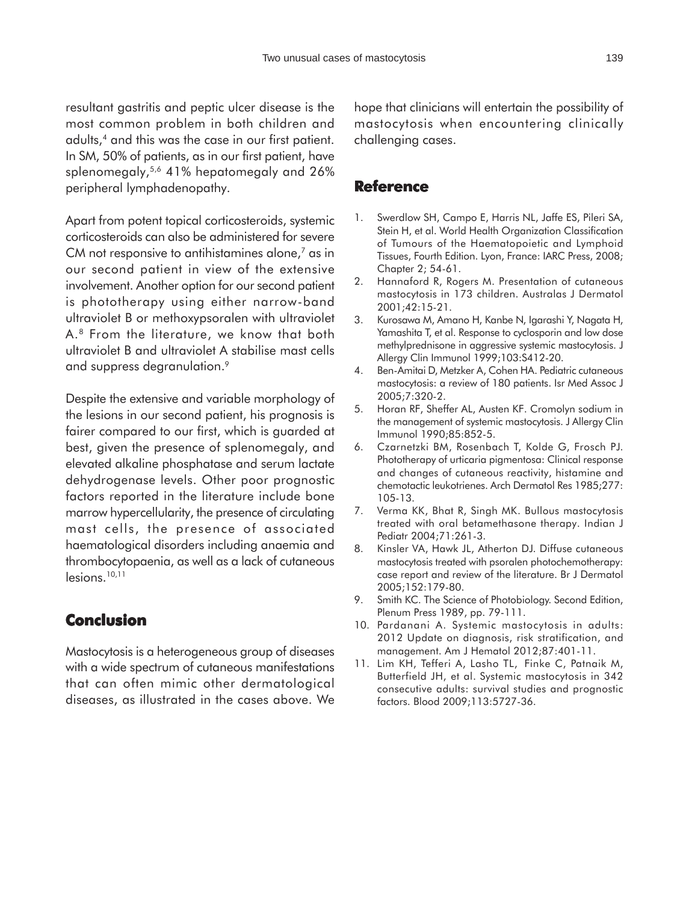resultant gastritis and peptic ulcer disease is the most common problem in both children and adults,[4] and this was the case in our first patient. In SM, 50% of patients, as in our first patient, have splenomegaly,[5,6] 41% hepatomegaly and 26% peripheral lymphadenopathy.

Apart from potent topical corticosteroids, systemic corticosteroids can also be administered for severe CM not responsive to antihistamines alone,[7] as in our second patient in view of the extensive involvement. Another option for our second patient is phototherapy using either narrow-band ultraviolet B or methoxypsoralen with ultraviolet A.[8] From the literature, we know that both ultraviolet B and ultraviolet A stabilise mast cells and suppress degranulation.[9]

Despite the extensive and variable morphology of the lesions in our second patient, his prognosis is fairer compared to our first, which is guarded at best, given the presence of splenomegaly, and elevated alkaline phosphatase and serum lactate dehydrogenase levels. Other poor prognostic factors reported in the literature include bone marrow hypercellularity, the presence of circulating mast cells, the presence of associated haematological disorders including anaemia and thrombocytopaenia, as well as a lack of cutaneous lesions.[10,11]

## Conclusion

Mastocytosis is a heterogeneous group of diseases with a wide spectrum of cutaneous manifestations that can often mimic other dermatological diseases, as illustrated in the cases above. We hope that clinicians will entertain the possibility of mastocytosis when encountering clinically challenging cases.

## Reference

1. Swerdlow SH, Campo E, Harris NL, Jaffe ES, Pileri SA, Stein H, et al. World Health Organization Classification of Tumours of the Haematopoietic and Lymphoid Tissues, Fourth Edition. Lyon, France: IARC Press, 2008; Chapter 2; 54-61.
2. Hannaford R, Rogers M. Presentation of cutaneous mastocytosis in 173 children. Australas J Dermatol 2001;42:15-21.
3. Kurosawa M, Amano H, Kanbe N, Igarashi Y, Nagata H, Yamashita T, et al. Response to cyclosporin and low dose methylprednisone in aggressive systemic mastocytosis. J Allergy Clin Immunol 1999;103:S412-20.
4. Ben-Amitai D, Metzker A, Cohen HA. Pediatric cutaneous mastocytosis: a review of 180 patients. Isr Med Assoc J 2005;7:320-2.
5. Horan RF, Sheffer AL, Austen KF. Cromolyn sodium in the management of systemic mastocytosis. J Allergy Clin Immunol 1990;85:852-5.
6. Czarnetzki BM, Rosenbach T, Kolde G, Frosch PJ. Phototherapy of urticaria pigmentosa: Clinical response and changes of cutaneous reactivity, histamine and chemotactic leukotrienes. Arch Dermatol Res 1985;277: 105-13.
7. Verma KK, Bhat R, Singh MK. Bullous mastocytosis treated with oral betamethasone therapy. Indian J Pediatr 2004;71:261-3.
8. Kinsler VA, Hawk JL, Atherton DJ. Diffuse cutaneous mastocytosis treated with psoralen photochemotherapy: case report and review of the literature. Br J Dermatol 2005;152:179-80.
9. Smith KC. The Science of Photobiology. Second Edition, Plenum Press 1989, pp. 79-111.
10. Pardanani A. Systemic mastocytosis in adults: 2012 Update on diagnosis, risk stratification, and management. Am J Hematol 2012;87:401-11.
11. Lim KH, Tefferi A, Lasho TL, Finke C, Patnaik M, Butterfield JH, et al. Systemic mastocytosis in 342 consecutive adults: survival studies and prognostic factors. Blood 2009;113:5727-36.